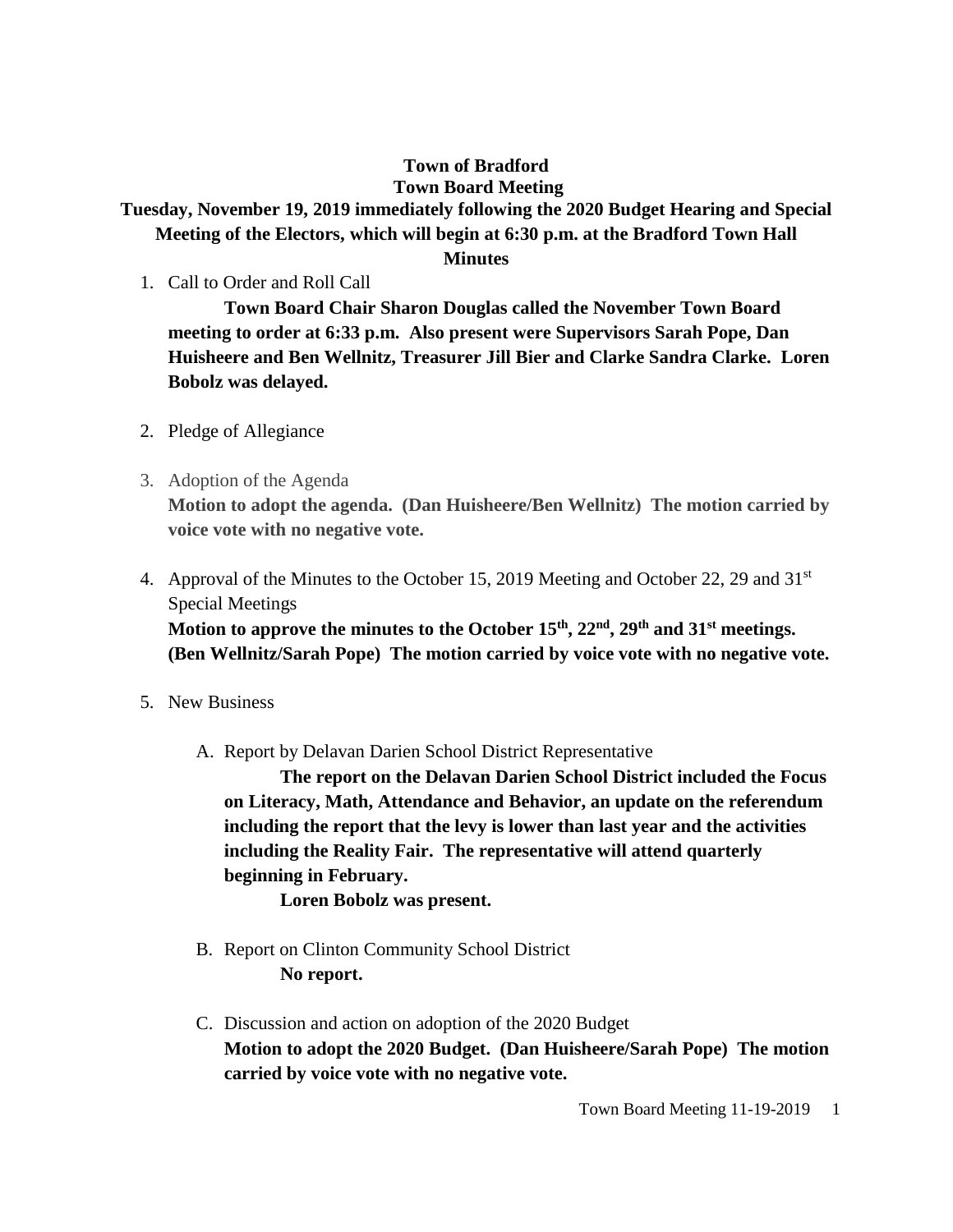# Town of Bradford
## Town Board Meeting
### Tuesday, November 19, 2019 immediately following the 2020 Budget Hearing and Special Meeting of the Electors, which will begin at 6:30 p.m. at the Bradford Town Hall
### Minutes

1. Call to Order and Roll Call

   **Town Board Chair Sharon Douglas called the November Town Board meeting to order at 6:33 p.m. Also present were Supervisors Sarah Pope, Dan Huisheere and Ben Wellnitz, Treasurer Jill Bier and Clarke Sandra Clarke. Loren Bobolz was delayed.**

2. Pledge of Allegiance

3. Adoption of the Agenda

   **Motion to adopt the agenda. (Dan Huisheere/Ben Wellnitz) The motion carried by voice vote with no negative vote.**

4. Approval of the Minutes to the October 15, 2019 Meeting and October 22, 29 and 31st Special Meetings

   **Motion to approve the minutes to the October 15th, 22nd, 29th and 31st meetings. (Ben Wellnitz/Sarah Pope) The motion carried by voice vote with no negative vote.**

5. New Business

   A. Report by Delavan Darien School District Representative

      **The report on the Delavan Darien School District included the Focus on Literacy, Math, Attendance and Behavior, an update on the referendum including the report that the levy is lower than last year and the activities including the Reality Fair. The representative will attend quarterly beginning in February.**

      **Loren Bobolz was present.**

   B. Report on Clinton Community School District

      **No report.**

   C. Discussion and action on adoption of the 2020 Budget

      **Motion to adopt the 2020 Budget. (Dan Huisheere/Sarah Pope) The motion carried by voice vote with no negative vote.**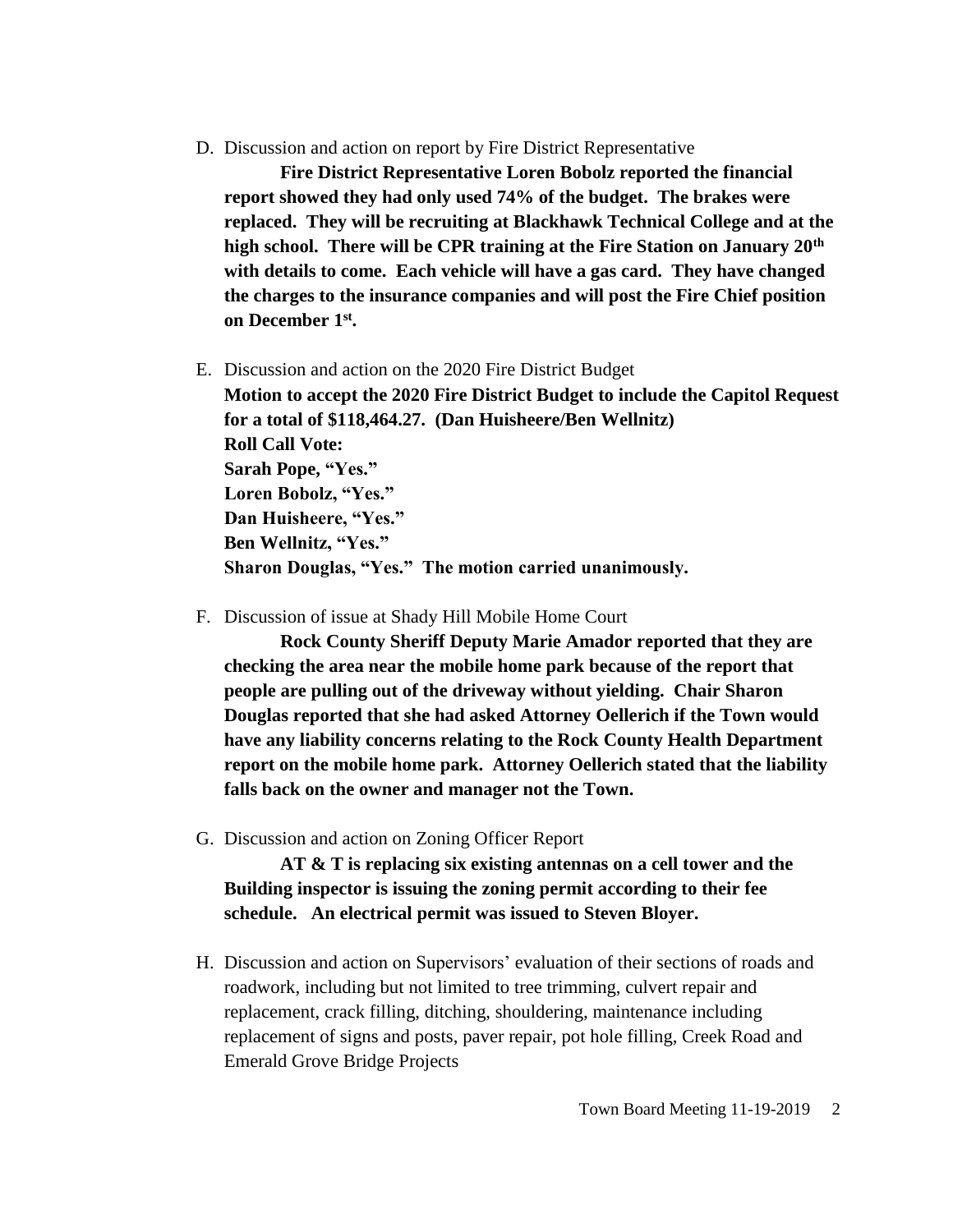D. Discussion and action on report by Fire District Representative

**Fire District Representative Loren Bobolz reported the financial report showed they had only used 74% of the budget. The brakes were replaced. They will be recruiting at Blackhawk Technical College and at the high school. There will be CPR training at the Fire Station on January 20th with details to come. Each vehicle will have a gas card. They have changed the charges to the insurance companies and will post the Fire Chief position on December 1st.**

E. Discussion and action on the 2020 Fire District Budget

**Motion to accept the 2020 Fire District Budget to include the Capitol Request for a total of $118,464.27. (Dan Huisheere/Ben Wellnitz)**
**Roll Call Vote:**
**Sarah Pope, "Yes."**
**Loren Bobolz, "Yes."**
**Dan Huisheere, "Yes."**
**Ben Wellnitz, "Yes."**
**Sharon Douglas, "Yes." The motion carried unanimously.**

F. Discussion of issue at Shady Hill Mobile Home Court

**Rock County Sheriff Deputy Marie Amador reported that they are checking the area near the mobile home park because of the report that people are pulling out of the driveway without yielding. Chair Sharon Douglas reported that she had asked Attorney Oellerich if the Town would have any liability concerns relating to the Rock County Health Department report on the mobile home park. Attorney Oellerich stated that the liability falls back on the owner and manager not the Town.**

G. Discussion and action on Zoning Officer Report

**AT & T is replacing six existing antennas on a cell tower and the Building inspector is issuing the zoning permit according to their fee schedule. An electrical permit was issued to Steven Bloyer.**

H. Discussion and action on Supervisors' evaluation of their sections of roads and roadwork, including but not limited to tree trimming, culvert repair and replacement, crack filling, ditching, shouldering, maintenance including replacement of signs and posts, paver repair, pot hole filling, Creek Road and Emerald Grove Bridge Projects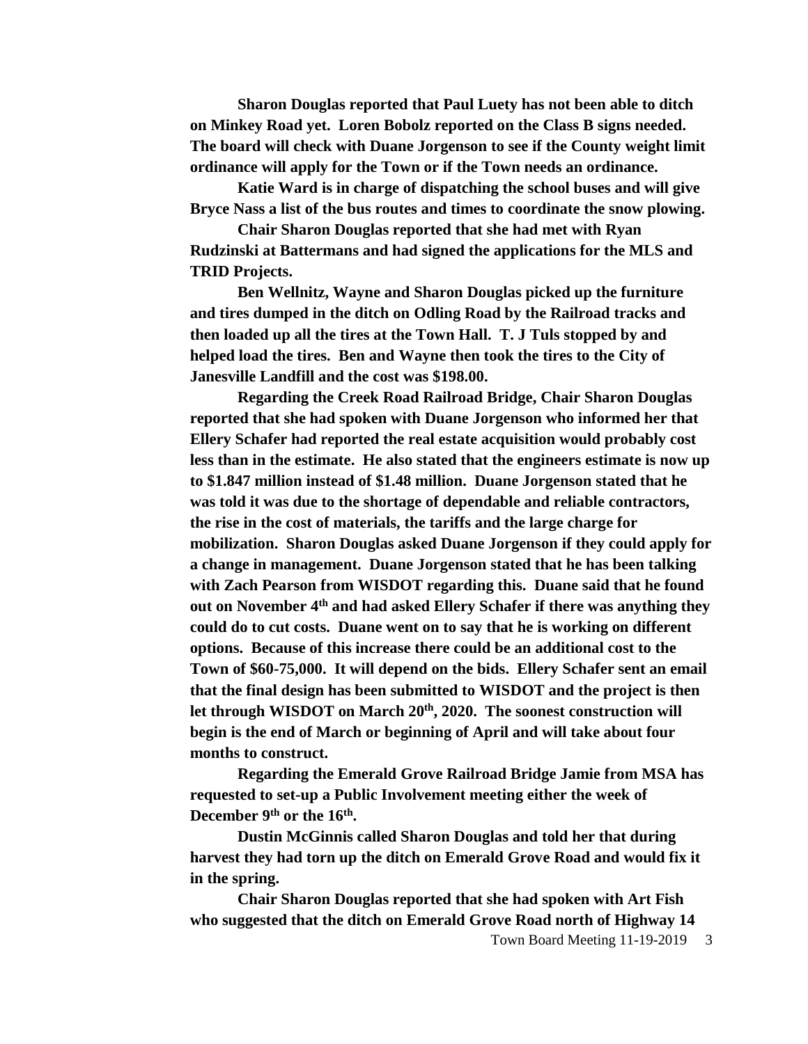**Sharon Douglas reported that Paul Luety has not been able to ditch on Minkey Road yet. Loren Bobolz reported on the Class B signs needed. The board will check with Duane Jorgenson to see if the County weight limit ordinance will apply for the Town or if the Town needs an ordinance.**

**Katie Ward is in charge of dispatching the school buses and will give Bryce Nass a list of the bus routes and times to coordinate the snow plowing.**

**Chair Sharon Douglas reported that she had met with Ryan Rudzinski at Battermans and had signed the applications for the MLS and TRID Projects.**

**Ben Wellnitz, Wayne and Sharon Douglas picked up the furniture and tires dumped in the ditch on Odling Road by the Railroad tracks and then loaded up all the tires at the Town Hall. T. J Tuls stopped by and helped load the tires. Ben and Wayne then took the tires to the City of Janesville Landfill and the cost was $198.00.**

**Regarding the Creek Road Railroad Bridge, Chair Sharon Douglas reported that she had spoken with Duane Jorgenson who informed her that Ellery Schafer had reported the real estate acquisition would probably cost less than in the estimate. He also stated that the engineers estimate is now up to $1.847 million instead of $1.48 million. Duane Jorgenson stated that he was told it was due to the shortage of dependable and reliable contractors, the rise in the cost of materials, the tariffs and the large charge for mobilization. Sharon Douglas asked Duane Jorgenson if they could apply for a change in management. Duane Jorgenson stated that he has been talking with Zach Pearson from WISDOT regarding this. Duane said that he found out on November 4th and had asked Ellery Schafer if there was anything they could do to cut costs. Duane went on to say that he is working on different options. Because of this increase there could be an additional cost to the Town of $60-75,000. It will depend on the bids. Ellery Schafer sent an email that the final design has been submitted to WISDOT and the project is then let through WISDOT on March 20th, 2020. The soonest construction will begin is the end of March or beginning of April and will take about four months to construct.**

**Regarding the Emerald Grove Railroad Bridge Jamie from MSA has requested to set-up a Public Involvement meeting either the week of December 9th or the 16th.**

**Dustin McGinnis called Sharon Douglas and told her that during harvest they had torn up the ditch on Emerald Grove Road and would fix it in the spring.**

**Chair Sharon Douglas reported that she had spoken with Art Fish who suggested that the ditch on Emerald Grove Road north of Highway 14**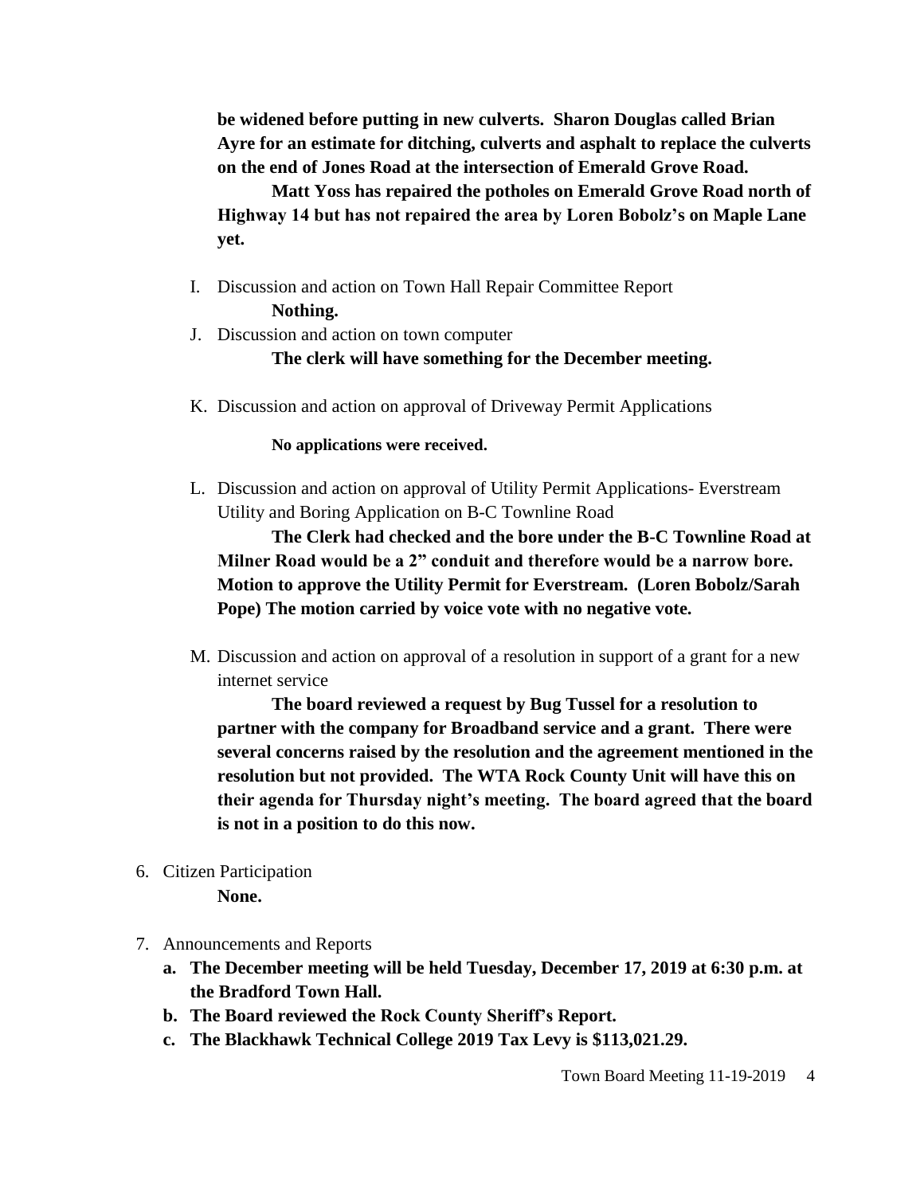**be widened before putting in new culverts. Sharon Douglas called Brian Ayre for an estimate for ditching, culverts and asphalt to replace the culverts on the end of Jones Road at the intersection of Emerald Grove Road.**

**Matt Yoss has repaired the potholes on Emerald Grove Road north of Highway 14 but has not repaired the area by Loren Bobolz's on Maple Lane yet.**

I. Discussion and action on Town Hall Repair Committee Report

   **Nothing.**

J. Discussion and action on town computer

   **The clerk will have something for the December meeting.**

K. Discussion and action on approval of Driveway Permit Applications

   **No applications were received.**

L. Discussion and action on approval of Utility Permit Applications- Everstream Utility and Boring Application on B-C Townline Road

   **The Clerk had checked and the bore under the B-C Townline Road at Milner Road would be a 2" conduit and therefore would be a narrow bore. Motion to approve the Utility Permit for Everstream. (Loren Bobolz/Sarah Pope) The motion carried by voice vote with no negative vote.**

M. Discussion and action on approval of a resolution in support of a grant for a new internet service

   **The board reviewed a request by Bug Tussel for a resolution to partner with the company for Broadband service and a grant. There were several concerns raised by the resolution and the agreement mentioned in the resolution but not provided. The WTA Rock County Unit will have this on their agenda for Thursday night's meeting. The board agreed that the board is not in a position to do this now.**

6. Citizen Participation

   **None.**

7. Announcements and Reports
   - **a. The December meeting will be held Tuesday, December 17, 2019 at 6:30 p.m. at the Bradford Town Hall.**
   - **b. The Board reviewed the Rock County Sheriff's Report.**
   - **c. The Blackhawk Technical College 2019 Tax Levy is $113,021.29.**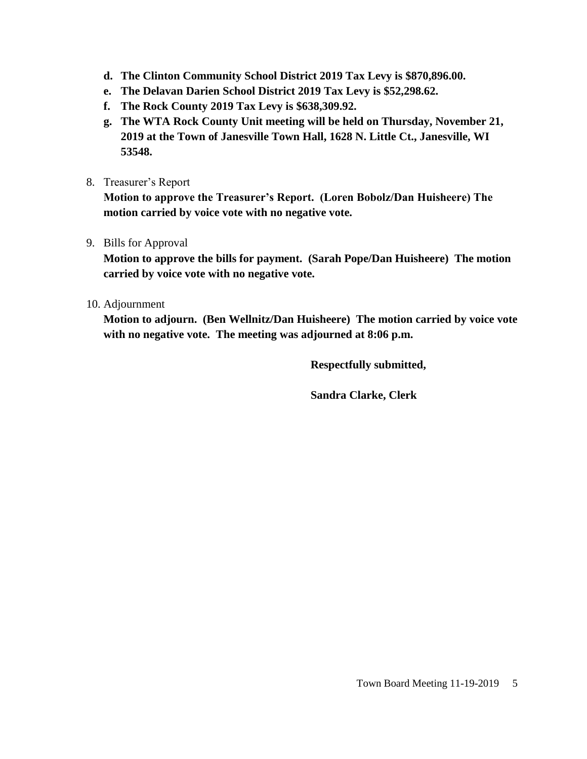d. **The Clinton Community School District 2019 Tax Levy is $870,896.00.**
e. **The Delavan Darien School District 2019 Tax Levy is $52,298.62.**
f. **The Rock County 2019 Tax Levy is $638,309.92.**
g. **The WTA Rock County Unit meeting will be held on Thursday, November 21, 2019 at the Town of Janesville Town Hall, 1628 N. Little Ct., Janesville, WI 53548.**

8. Treasurer's Report

   **Motion to approve the Treasurer's Report. (Loren Bobolz/Dan Huisheere) The motion carried by voice vote with no negative vote.**

9. Bills for Approval

   **Motion to approve the bills for payment. (Sarah Pope/Dan Huisheere) The motion carried by voice vote with no negative vote.**

10. Adjournment

    **Motion to adjourn. (Ben Wellnitz/Dan Huisheere) The motion carried by voice vote with no negative vote. The meeting was adjourned at 8:06 p.m.**

**Respectfully submitted,**

**Sandra Clarke, Clerk**